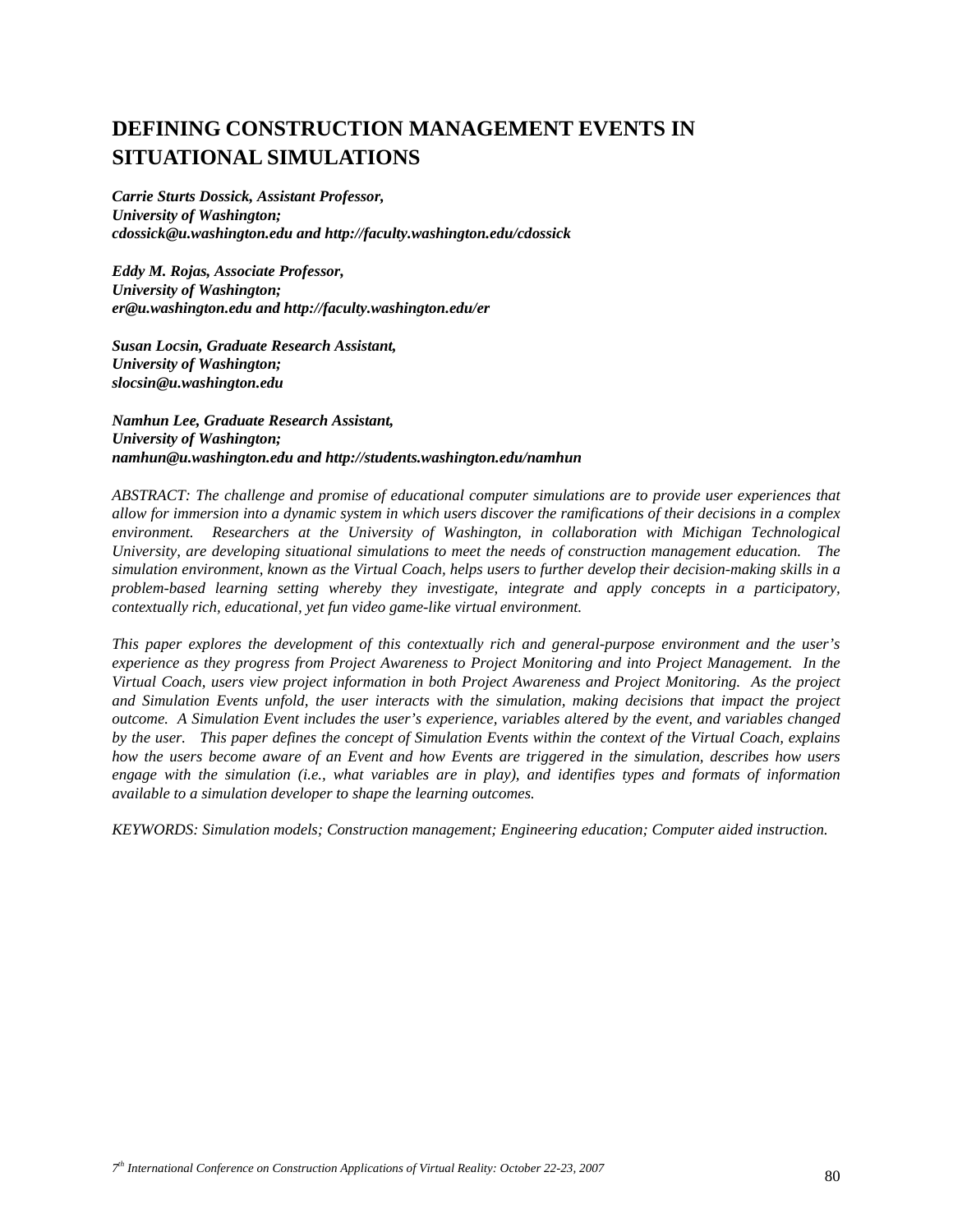# DEFINING CONSTRUCTION MANAGEMENT EVENTS IN SITUATIONAL SIMULATIONS

***Carrie Sturts Dossick, Assistant Professor,***
***University of Washington;***
***cdossick@u.washington.edu and http://faculty.washington.edu/cdossick***

***Eddy M. Rojas, Associate Professor,***
***University of Washington;***
***er@u.washington.edu and http://faculty.washington.edu/er***

***Susan Locsin, Graduate Research Assistant,***
***University of Washington;***
***slocsin@u.washington.edu***

***Namhun Lee, Graduate Research Assistant,***
***University of Washington;***
***namhun@u.washington.edu and http://students.washington.edu/namhun***

*ABSTRACT: The challenge and promise of educational computer simulations are to provide user experiences that allow for immersion into a dynamic system in which users discover the ramifications of their decisions in a complex environment. Researchers at the University of Washington, in collaboration with Michigan Technological University, are developing situational simulations to meet the needs of construction management education. The simulation environment, known as the Virtual Coach, helps users to further develop their decision-making skills in a problem-based learning setting whereby they investigate, integrate and apply concepts in a participatory, contextually rich, educational, yet fun video game-like virtual environment.*

*This paper explores the development of this contextually rich and general-purpose environment and the user's experience as they progress from Project Awareness to Project Monitoring and into Project Management. In the Virtual Coach, users view project information in both Project Awareness and Project Monitoring. As the project and Simulation Events unfold, the user interacts with the simulation, making decisions that impact the project outcome. A Simulation Event includes the user's experience, variables altered by the event, and variables changed by the user. This paper defines the concept of Simulation Events within the context of the Virtual Coach, explains how the users become aware of an Event and how Events are triggered in the simulation, describes how users engage with the simulation (i.e., what variables are in play), and identifies types and formats of information available to a simulation developer to shape the learning outcomes.*

*KEYWORDS: Simulation models; Construction management; Engineering education; Computer aided instruction.*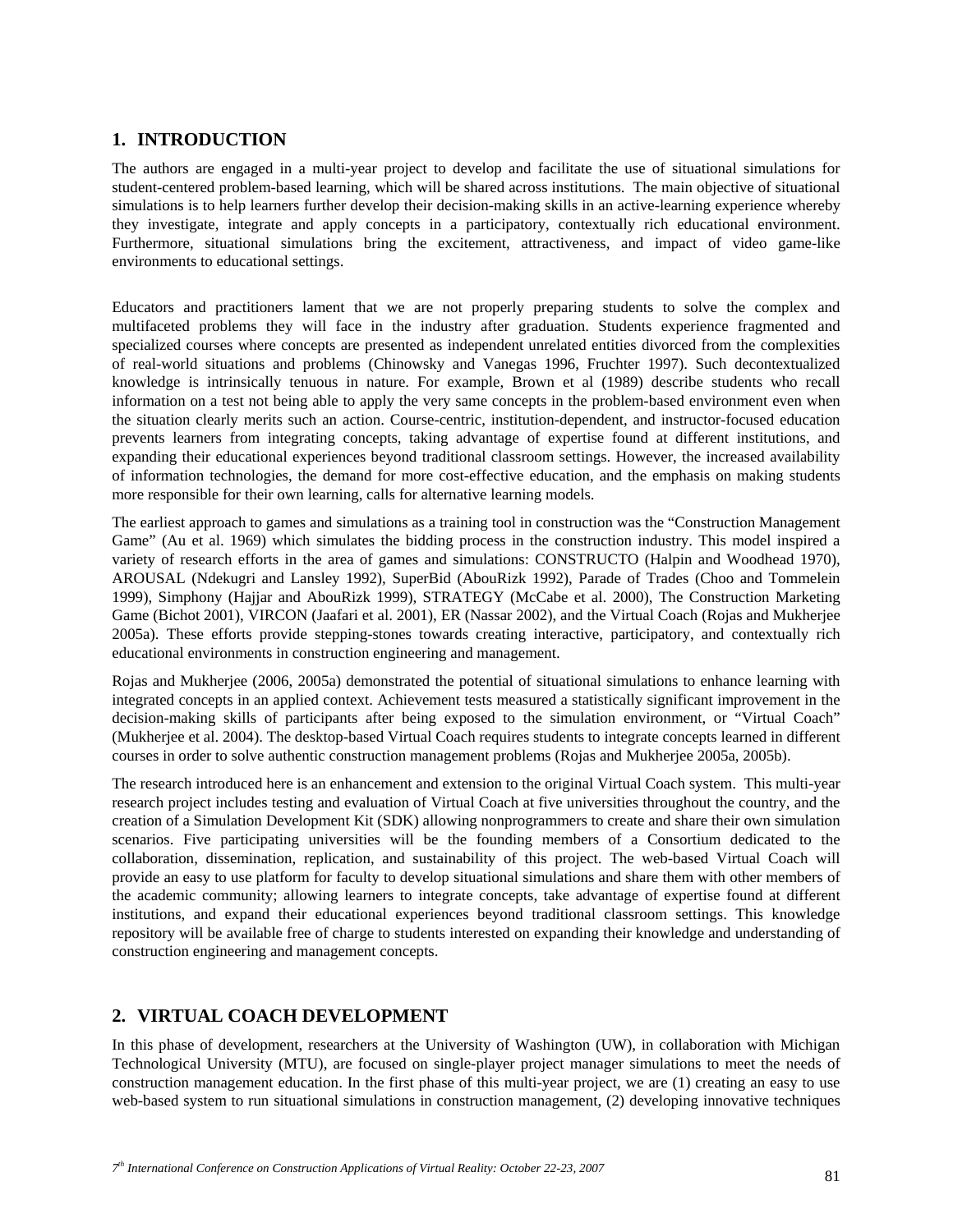## 1. INTRODUCTION

The authors are engaged in a multi-year project to develop and facilitate the use of situational simulations for student-centered problem-based learning, which will be shared across institutions. The main objective of situational simulations is to help learners further develop their decision-making skills in an active-learning experience whereby they investigate, integrate and apply concepts in a participatory, contextually rich educational environment. Furthermore, situational simulations bring the excitement, attractiveness, and impact of video game-like environments to educational settings.

Educators and practitioners lament that we are not properly preparing students to solve the complex and multifaceted problems they will face in the industry after graduation. Students experience fragmented and specialized courses where concepts are presented as independent unrelated entities divorced from the complexities of real-world situations and problems (Chinowsky and Vanegas 1996, Fruchter 1997). Such decontextualized knowledge is intrinsically tenuous in nature. For example, Brown et al (1989) describe students who recall information on a test not being able to apply the very same concepts in the problem-based environment even when the situation clearly merits such an action. Course-centric, institution-dependent, and instructor-focused education prevents learners from integrating concepts, taking advantage of expertise found at different institutions, and expanding their educational experiences beyond traditional classroom settings. However, the increased availability of information technologies, the demand for more cost-effective education, and the emphasis on making students more responsible for their own learning, calls for alternative learning models.

The earliest approach to games and simulations as a training tool in construction was the "Construction Management Game" (Au et al. 1969) which simulates the bidding process in the construction industry. This model inspired a variety of research efforts in the area of games and simulations: CONSTRUCTO (Halpin and Woodhead 1970), AROUSAL (Ndekugri and Lansley 1992), SuperBid (AbouRizk 1992), Parade of Trades (Choo and Tommelein 1999), Simphony (Hajjar and AbouRizk 1999), STRATEGY (McCabe et al. 2000), The Construction Marketing Game (Bichot 2001), VIRCON (Jaafari et al. 2001), ER (Nassar 2002), and the Virtual Coach (Rojas and Mukherjee 2005a). These efforts provide stepping-stones towards creating interactive, participatory, and contextually rich educational environments in construction engineering and management.

Rojas and Mukherjee (2006, 2005a) demonstrated the potential of situational simulations to enhance learning with integrated concepts in an applied context. Achievement tests measured a statistically significant improvement in the decision-making skills of participants after being exposed to the simulation environment, or "Virtual Coach" (Mukherjee et al. 2004). The desktop-based Virtual Coach requires students to integrate concepts learned in different courses in order to solve authentic construction management problems (Rojas and Mukherjee 2005a, 2005b).

The research introduced here is an enhancement and extension to the original Virtual Coach system. This multi-year research project includes testing and evaluation of Virtual Coach at five universities throughout the country, and the creation of a Simulation Development Kit (SDK) allowing nonprogrammers to create and share their own simulation scenarios. Five participating universities will be the founding members of a Consortium dedicated to the collaboration, dissemination, replication, and sustainability of this project. The web-based Virtual Coach will provide an easy to use platform for faculty to develop situational simulations and share them with other members of the academic community; allowing learners to integrate concepts, take advantage of expertise found at different institutions, and expand their educational experiences beyond traditional classroom settings. This knowledge repository will be available free of charge to students interested on expanding their knowledge and understanding of construction engineering and management concepts.

## 2. VIRTUAL COACH DEVELOPMENT

In this phase of development, researchers at the University of Washington (UW), in collaboration with Michigan Technological University (MTU), are focused on single-player project manager simulations to meet the needs of construction management education. In the first phase of this multi-year project, we are (1) creating an easy to use web-based system to run situational simulations in construction management, (2) developing innovative techniques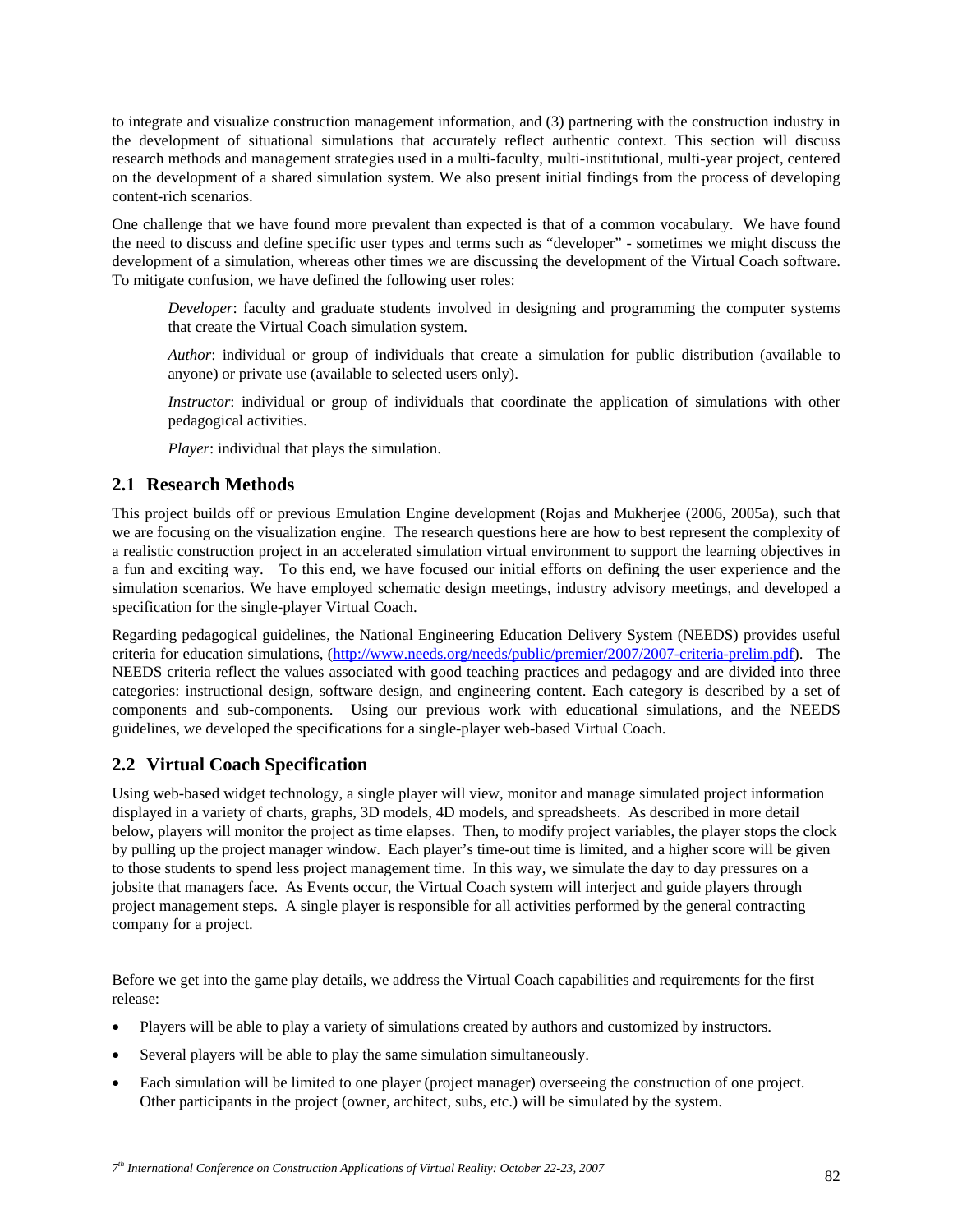to integrate and visualize construction management information, and (3) partnering with the construction industry in the development of situational simulations that accurately reflect authentic context. This section will discuss research methods and management strategies used in a multi-faculty, multi-institutional, multi-year project, centered on the development of a shared simulation system. We also present initial findings from the process of developing content-rich scenarios.

One challenge that we have found more prevalent than expected is that of a common vocabulary. We have found the need to discuss and define specific user types and terms such as "developer" - sometimes we might discuss the development of a simulation, whereas other times we are discussing the development of the Virtual Coach software. To mitigate confusion, we have defined the following user roles:

> *Developer*: faculty and graduate students involved in designing and programming the computer systems that create the Virtual Coach simulation system.
>
> *Author*: individual or group of individuals that create a simulation for public distribution (available to anyone) or private use (available to selected users only).
>
> *Instructor*: individual or group of individuals that coordinate the application of simulations with other pedagogical activities.
>
> *Player*: individual that plays the simulation.

## 2.1 Research Methods

This project builds off or previous Emulation Engine development (Rojas and Mukherjee (2006, 2005a), such that we are focusing on the visualization engine. The research questions here are how to best represent the complexity of a realistic construction project in an accelerated simulation virtual environment to support the learning objectives in a fun and exciting way. To this end, we have focused our initial efforts on defining the user experience and the simulation scenarios. We have employed schematic design meetings, industry advisory meetings, and developed a specification for the single-player Virtual Coach.

Regarding pedagogical guidelines, the National Engineering Education Delivery System (NEEDS) provides useful criteria for education simulations, (http://www.needs.org/needs/public/premier/2007/2007-criteria-prelim.pdf). The NEEDS criteria reflect the values associated with good teaching practices and pedagogy and are divided into three categories: instructional design, software design, and engineering content. Each category is described by a set of components and sub-components. Using our previous work with educational simulations, and the NEEDS guidelines, we developed the specifications for a single-player web-based Virtual Coach.

## 2.2 Virtual Coach Specification

Using web-based widget technology, a single player will view, monitor and manage simulated project information displayed in a variety of charts, graphs, 3D models, 4D models, and spreadsheets. As described in more detail below, players will monitor the project as time elapses. Then, to modify project variables, the player stops the clock by pulling up the project manager window. Each player's time-out time is limited, and a higher score will be given to those students to spend less project management time. In this way, we simulate the day to day pressures on a jobsite that managers face. As Events occur, the Virtual Coach system will interject and guide players through project management steps. A single player is responsible for all activities performed by the general contracting company for a project.

Before we get into the game play details, we address the Virtual Coach capabilities and requirements for the first release:

- Players will be able to play a variety of simulations created by authors and customized by instructors.
- Several players will be able to play the same simulation simultaneously.
- Each simulation will be limited to one player (project manager) overseeing the construction of one project. Other participants in the project (owner, architect, subs, etc.) will be simulated by the system.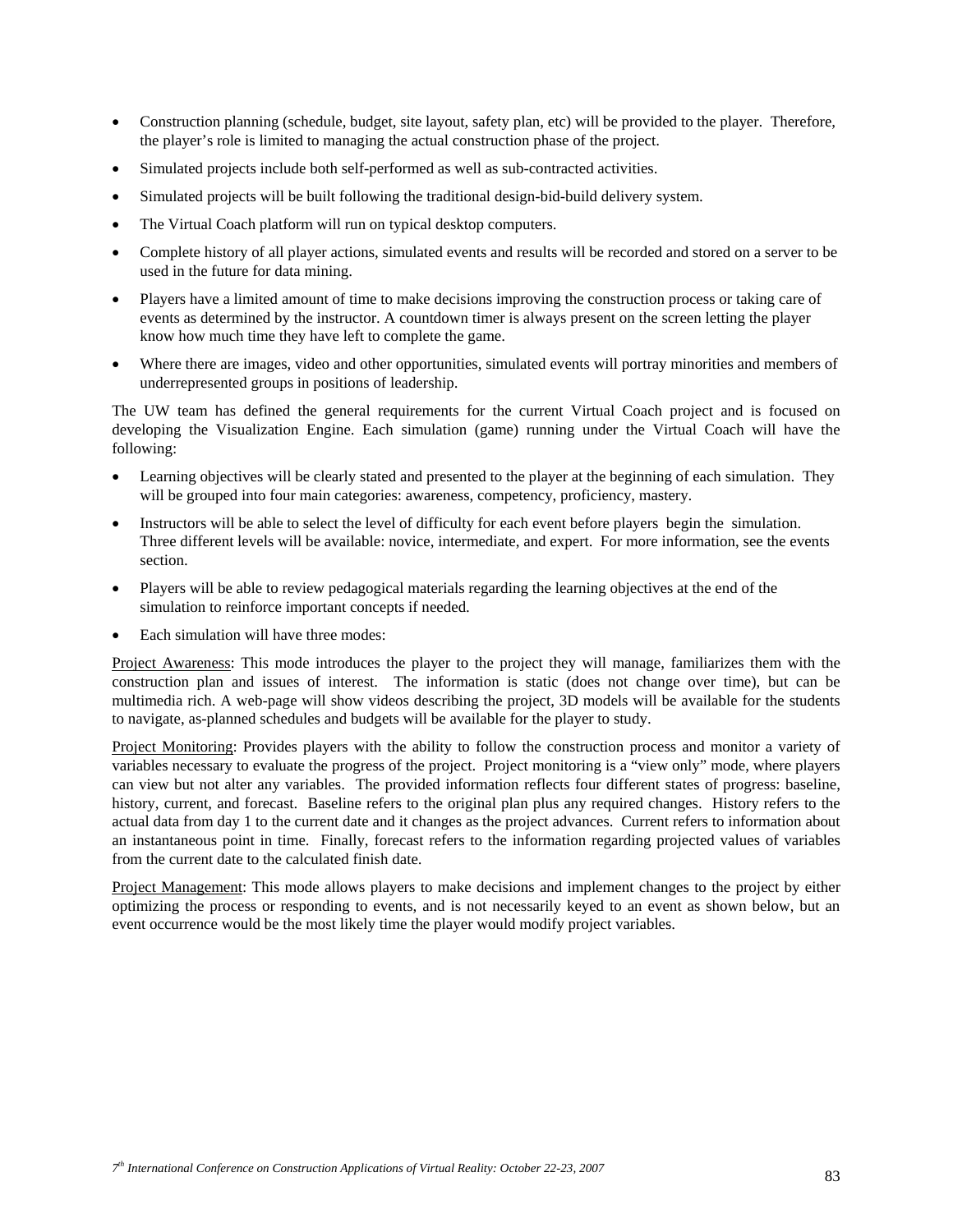- Construction planning (schedule, budget, site layout, safety plan, etc) will be provided to the player. Therefore, the player's role is limited to managing the actual construction phase of the project.
- Simulated projects include both self-performed as well as sub-contracted activities.
- Simulated projects will be built following the traditional design-bid-build delivery system.
- The Virtual Coach platform will run on typical desktop computers.
- Complete history of all player actions, simulated events and results will be recorded and stored on a server to be used in the future for data mining.
- Players have a limited amount of time to make decisions improving the construction process or taking care of events as determined by the instructor. A countdown timer is always present on the screen letting the player know how much time they have left to complete the game.
- Where there are images, video and other opportunities, simulated events will portray minorities and members of underrepresented groups in positions of leadership.

The UW team has defined the general requirements for the current Virtual Coach project and is focused on developing the Visualization Engine. Each simulation (game) running under the Virtual Coach will have the following:

- Learning objectives will be clearly stated and presented to the player at the beginning of each simulation. They will be grouped into four main categories: awareness, competency, proficiency, mastery.
- Instructors will be able to select the level of difficulty for each event before players begin the simulation. Three different levels will be available: novice, intermediate, and expert. For more information, see the events section.
- Players will be able to review pedagogical materials regarding the learning objectives at the end of the simulation to reinforce important concepts if needed.
- Each simulation will have three modes:

<u>Project Awareness</u>: This mode introduces the player to the project they will manage, familiarizes them with the construction plan and issues of interest. The information is static (does not change over time), but can be multimedia rich. A web-page will show videos describing the project, 3D models will be available for the students to navigate, as-planned schedules and budgets will be available for the player to study.

<u>Project Monitoring</u>: Provides players with the ability to follow the construction process and monitor a variety of variables necessary to evaluate the progress of the project. Project monitoring is a "view only" mode, where players can view but not alter any variables. The provided information reflects four different states of progress: baseline, history, current, and forecast. Baseline refers to the original plan plus any required changes. History refers to the actual data from day 1 to the current date and it changes as the project advances. Current refers to information about an instantaneous point in time. Finally, forecast refers to the information regarding projected values of variables from the current date to the calculated finish date.

<u>Project Management</u>: This mode allows players to make decisions and implement changes to the project by either optimizing the process or responding to events, and is not necessarily keyed to an event as shown below, but an event occurrence would be the most likely time the player would modify project variables.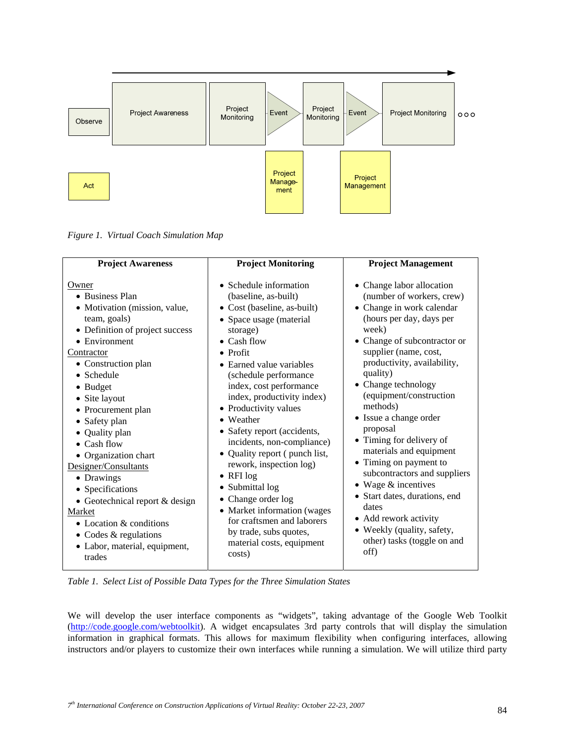Observe | Project Awareness | Project Monitoring | Event | Project Monitoring | Event | Project Monitoring | ○○○

Act | Project Management | Project Management

*Figure 1. Virtual Coach Simulation Map*

| Project Awareness | Project Monitoring | Project Management |
|---|---|---|
| <u>Owner</u><br>• Business Plan<br>• Motivation (mission, value, team, goals)<br>• Definition of project success<br>• Environment<br><u>Contractor</u><br>• Construction plan<br>• Schedule<br>• Budget<br>• Site layout<br>• Procurement plan<br>• Safety plan<br>• Quality plan<br>• Cash flow<br>• Organization chart<br><u>Designer/Consultants</u><br>• Drawings<br>• Specifications<br>• Geotechnical report & design<br><u>Market</u><br>• Location & conditions<br>• Codes & regulations<br>• Labor, material, equipment, trades | • Schedule information (baseline, as-built)<br>• Cost (baseline, as-built)<br>• Space usage (material storage)<br>• Cash flow<br>• Profit<br>• Earned value variables (schedule performance index, cost performance index, productivity index)<br>• Productivity values<br>• Weather<br>• Safety report (accidents, incidents, non-compliance)<br>• Quality report ( punch list, rework, inspection log)<br>• RFI log<br>• Submittal log<br>• Change order log<br>• Market information (wages for craftsmen and laborers by trade, subs quotes, material costs, equipment costs) | • Change labor allocation (number of workers, crew)<br>• Change in work calendar (hours per day, days per week)<br>• Change of subcontractor or supplier (name, cost, productivity, availability, quality)<br>• Change technology (equipment/construction methods)<br>• Issue a change order proposal<br>• Timing for delivery of materials and equipment<br>• Timing on payment to subcontractors and suppliers<br>• Wage & incentives<br>• Start dates, durations, end dates<br>• Add rework activity<br>• Weekly (quality, safety, other) tasks (toggle on and off) |

*Table 1. Select List of Possible Data Types for the Three Simulation States*

We will develop the user interface components as "widgets", taking advantage of the Google Web Toolkit (http://code.google.com/webtoolkit). A widget encapsulates 3rd party controls that will display the simulation information in graphical formats. This allows for maximum flexibility when configuring interfaces, allowing instructors and/or players to customize their own interfaces while running a simulation. We will utilize third party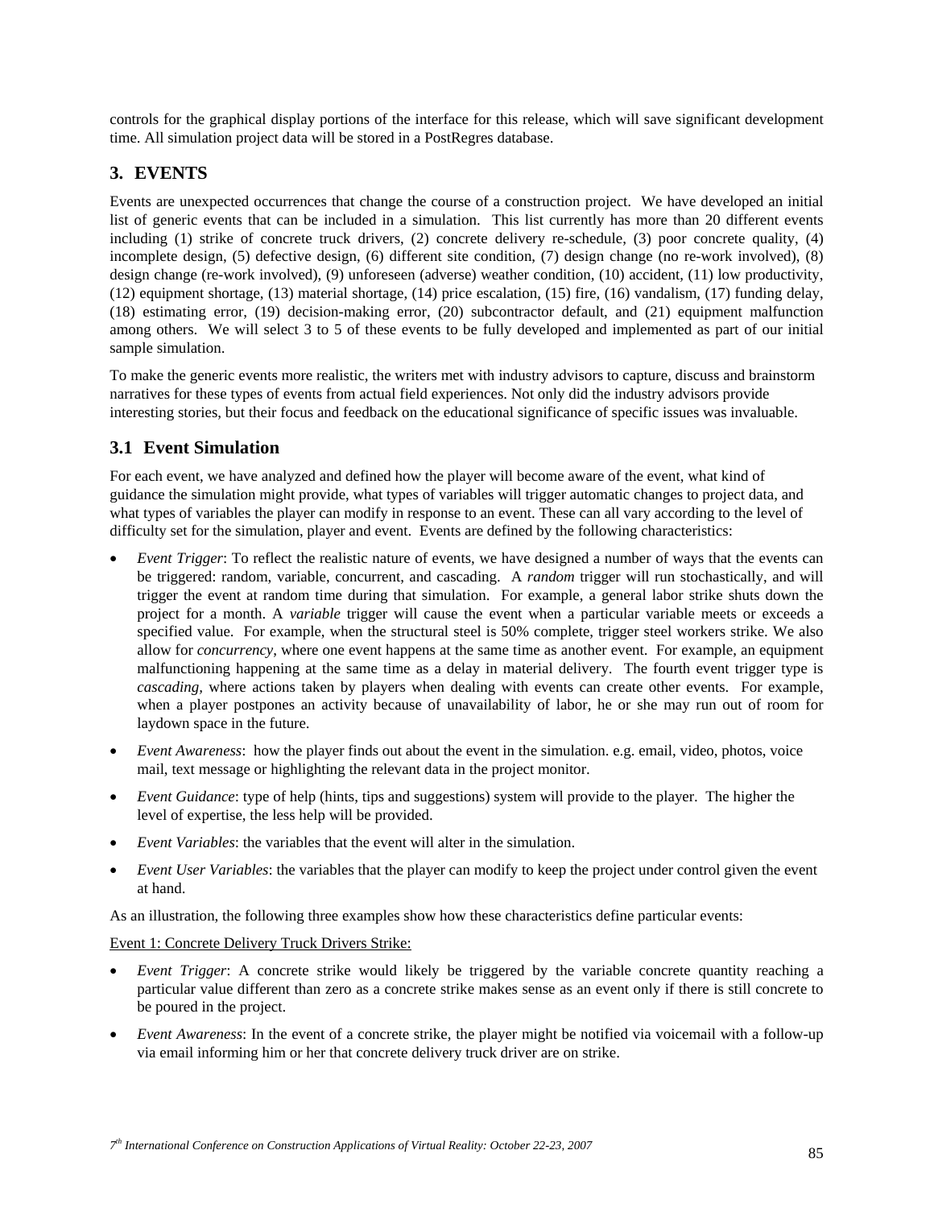controls for the graphical display portions of the interface for this release, which will save significant development time. All simulation project data will be stored in a PostRegres database.

## 3. EVENTS

Events are unexpected occurrences that change the course of a construction project. We have developed an initial list of generic events that can be included in a simulation. This list currently has more than 20 different events including (1) strike of concrete truck drivers, (2) concrete delivery re-schedule, (3) poor concrete quality, (4) incomplete design, (5) defective design, (6) different site condition, (7) design change (no re-work involved), (8) design change (re-work involved), (9) unforeseen (adverse) weather condition, (10) accident, (11) low productivity, (12) equipment shortage, (13) material shortage, (14) price escalation, (15) fire, (16) vandalism, (17) funding delay, (18) estimating error, (19) decision-making error, (20) subcontractor default, and (21) equipment malfunction among others. We will select 3 to 5 of these events to be fully developed and implemented as part of our initial sample simulation.

To make the generic events more realistic, the writers met with industry advisors to capture, discuss and brainstorm narratives for these types of events from actual field experiences. Not only did the industry advisors provide interesting stories, but their focus and feedback on the educational significance of specific issues was invaluable.

### 3.1 Event Simulation

For each event, we have analyzed and defined how the player will become aware of the event, what kind of guidance the simulation might provide, what types of variables will trigger automatic changes to project data, and what types of variables the player can modify in response to an event. These can all vary according to the level of difficulty set for the simulation, player and event. Events are defined by the following characteristics:

- *Event Trigger*: To reflect the realistic nature of events, we have designed a number of ways that the events can be triggered: random, variable, concurrent, and cascading. A *random* trigger will run stochastically, and will trigger the event at random time during that simulation. For example, a general labor strike shuts down the project for a month. A *variable* trigger will cause the event when a particular variable meets or exceeds a specified value. For example, when the structural steel is 50% complete, trigger steel workers strike. We also allow for *concurrency*, where one event happens at the same time as another event. For example, an equipment malfunctioning happening at the same time as a delay in material delivery. The fourth event trigger type is *cascading*, where actions taken by players when dealing with events can create other events. For example, when a player postpones an activity because of unavailability of labor, he or she may run out of room for laydown space in the future.
- *Event Awareness*: how the player finds out about the event in the simulation. e.g. email, video, photos, voice mail, text message or highlighting the relevant data in the project monitor.
- *Event Guidance*: type of help (hints, tips and suggestions) system will provide to the player. The higher the level of expertise, the less help will be provided.
- *Event Variables*: the variables that the event will alter in the simulation.
- *Event User Variables*: the variables that the player can modify to keep the project under control given the event at hand.

As an illustration, the following three examples show how these characteristics define particular events:

Event 1: Concrete Delivery Truck Drivers Strike:

- *Event Trigger*: A concrete strike would likely be triggered by the variable concrete quantity reaching a particular value different than zero as a concrete strike makes sense as an event only if there is still concrete to be poured in the project.
- *Event Awareness*: In the event of a concrete strike, the player might be notified via voicemail with a follow-up via email informing him or her that concrete delivery truck driver are on strike.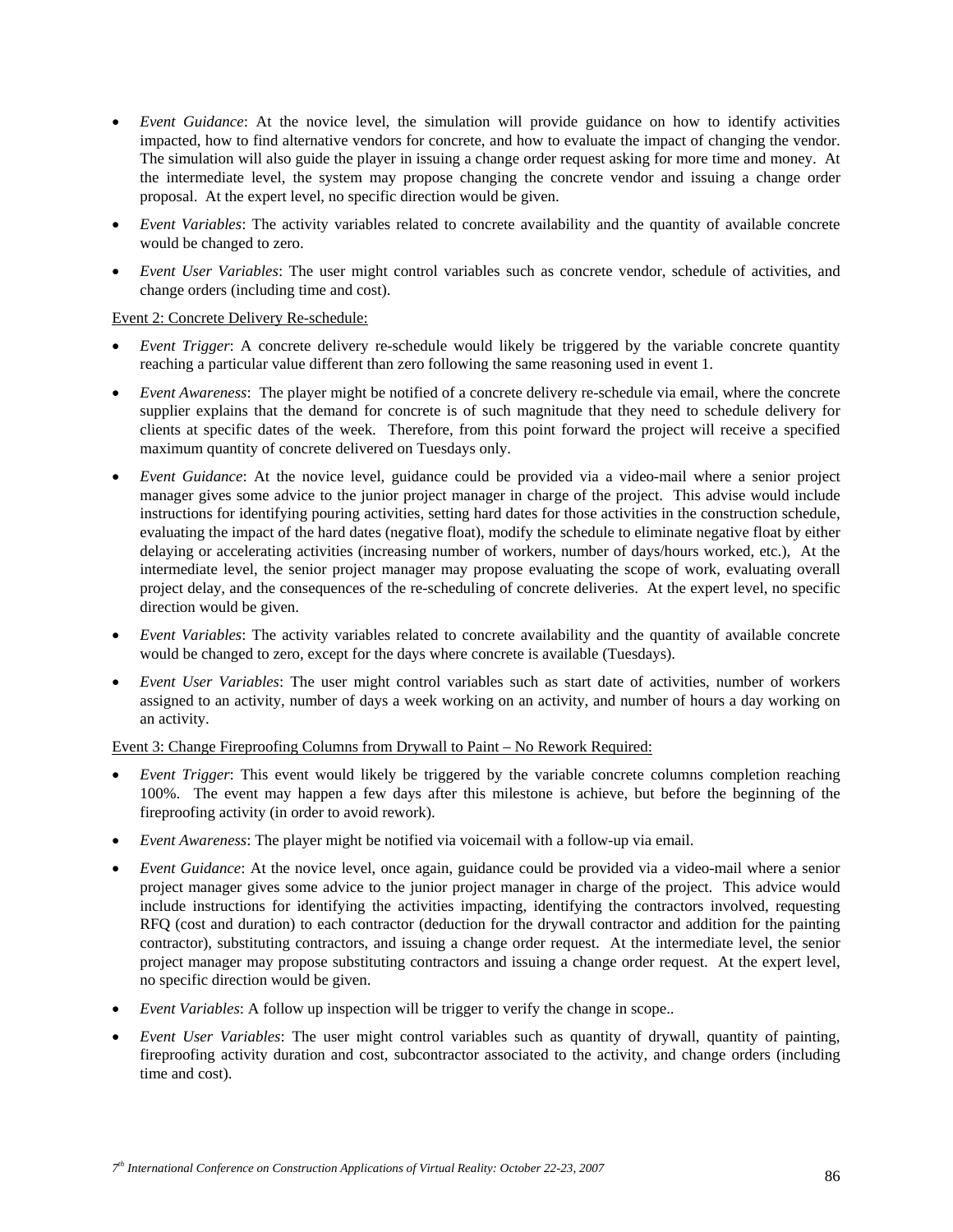- *Event Guidance*: At the novice level, the simulation will provide guidance on how to identify activities impacted, how to find alternative vendors for concrete, and how to evaluate the impact of changing the vendor. The simulation will also guide the player in issuing a change order request asking for more time and money. At the intermediate level, the system may propose changing the concrete vendor and issuing a change order proposal. At the expert level, no specific direction would be given.
- *Event Variables*: The activity variables related to concrete availability and the quantity of available concrete would be changed to zero.
- *Event User Variables*: The user might control variables such as concrete vendor, schedule of activities, and change orders (including time and cost).

<u>Event 2: Concrete Delivery Re-schedule:</u>

- *Event Trigger*: A concrete delivery re-schedule would likely be triggered by the variable concrete quantity reaching a particular value different than zero following the same reasoning used in event 1.
- *Event Awareness*: The player might be notified of a concrete delivery re-schedule via email, where the concrete supplier explains that the demand for concrete is of such magnitude that they need to schedule delivery for clients at specific dates of the week. Therefore, from this point forward the project will receive a specified maximum quantity of concrete delivered on Tuesdays only.
- *Event Guidance*: At the novice level, guidance could be provided via a video-mail where a senior project manager gives some advice to the junior project manager in charge of the project. This advise would include instructions for identifying pouring activities, setting hard dates for those activities in the construction schedule, evaluating the impact of the hard dates (negative float), modify the schedule to eliminate negative float by either delaying or accelerating activities (increasing number of workers, number of days/hours worked, etc.), At the intermediate level, the senior project manager may propose evaluating the scope of work, evaluating overall project delay, and the consequences of the re-scheduling of concrete deliveries. At the expert level, no specific direction would be given.
- *Event Variables*: The activity variables related to concrete availability and the quantity of available concrete would be changed to zero, except for the days where concrete is available (Tuesdays).
- *Event User Variables*: The user might control variables such as start date of activities, number of workers assigned to an activity, number of days a week working on an activity, and number of hours a day working on an activity.

<u>Event 3: Change Fireproofing Columns from Drywall to Paint – No Rework Required:</u>

- *Event Trigger*: This event would likely be triggered by the variable concrete columns completion reaching 100%. The event may happen a few days after this milestone is achieve, but before the beginning of the fireproofing activity (in order to avoid rework).
- *Event Awareness*: The player might be notified via voicemail with a follow-up via email.
- *Event Guidance*: At the novice level, once again, guidance could be provided via a video-mail where a senior project manager gives some advice to the junior project manager in charge of the project. This advice would include instructions for identifying the activities impacting, identifying the contractors involved, requesting RFQ (cost and duration) to each contractor (deduction for the drywall contractor and addition for the painting contractor), substituting contractors, and issuing a change order request. At the intermediate level, the senior project manager may propose substituting contractors and issuing a change order request. At the expert level, no specific direction would be given.
- *Event Variables*: A follow up inspection will be trigger to verify the change in scope..
- *Event User Variables*: The user might control variables such as quantity of drywall, quantity of painting, fireproofing activity duration and cost, subcontractor associated to the activity, and change orders (including time and cost).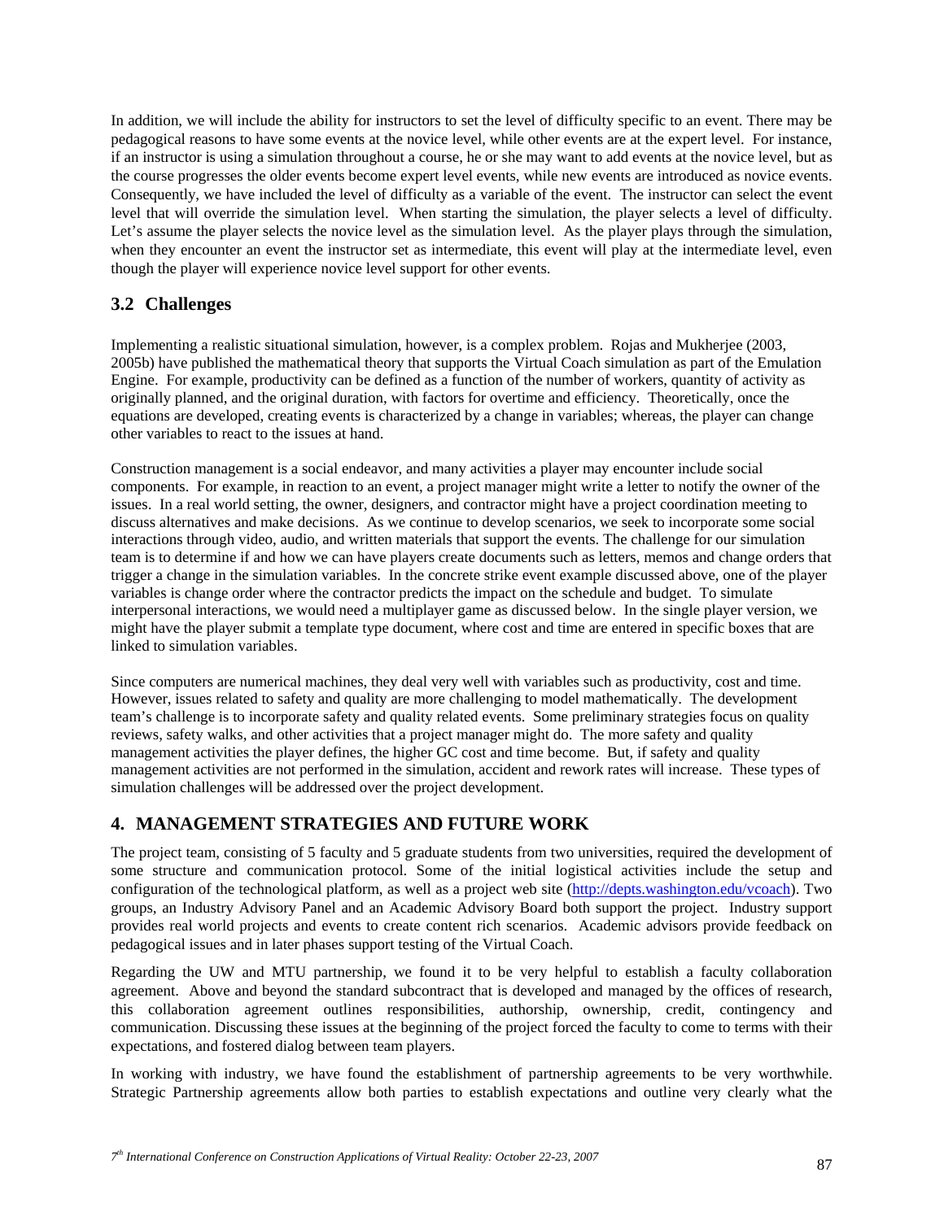In addition, we will include the ability for instructors to set the level of difficulty specific to an event. There may be pedagogical reasons to have some events at the novice level, while other events are at the expert level. For instance, if an instructor is using a simulation throughout a course, he or she may want to add events at the novice level, but as the course progresses the older events become expert level events, while new events are introduced as novice events. Consequently, we have included the level of difficulty as a variable of the event. The instructor can select the event level that will override the simulation level. When starting the simulation, the player selects a level of difficulty. Let's assume the player selects the novice level as the simulation level. As the player plays through the simulation, when they encounter an event the instructor set as intermediate, this event will play at the intermediate level, even though the player will experience novice level support for other events.

## 3.2 Challenges

Implementing a realistic situational simulation, however, is a complex problem. Rojas and Mukherjee (2003, 2005b) have published the mathematical theory that supports the Virtual Coach simulation as part of the Emulation Engine. For example, productivity can be defined as a function of the number of workers, quantity of activity as originally planned, and the original duration, with factors for overtime and efficiency. Theoretically, once the equations are developed, creating events is characterized by a change in variables; whereas, the player can change other variables to react to the issues at hand.

Construction management is a social endeavor, and many activities a player may encounter include social components. For example, in reaction to an event, a project manager might write a letter to notify the owner of the issues. In a real world setting, the owner, designers, and contractor might have a project coordination meeting to discuss alternatives and make decisions. As we continue to develop scenarios, we seek to incorporate some social interactions through video, audio, and written materials that support the events. The challenge for our simulation team is to determine if and how we can have players create documents such as letters, memos and change orders that trigger a change in the simulation variables. In the concrete strike event example discussed above, one of the player variables is change order where the contractor predicts the impact on the schedule and budget. To simulate interpersonal interactions, we would need a multiplayer game as discussed below. In the single player version, we might have the player submit a template type document, where cost and time are entered in specific boxes that are linked to simulation variables.

Since computers are numerical machines, they deal very well with variables such as productivity, cost and time. However, issues related to safety and quality are more challenging to model mathematically. The development team's challenge is to incorporate safety and quality related events. Some preliminary strategies focus on quality reviews, safety walks, and other activities that a project manager might do. The more safety and quality management activities the player defines, the higher GC cost and time become. But, if safety and quality management activities are not performed in the simulation, accident and rework rates will increase. These types of simulation challenges will be addressed over the project development.

# 4. MANAGEMENT STRATEGIES AND FUTURE WORK

The project team, consisting of 5 faculty and 5 graduate students from two universities, required the development of some structure and communication protocol. Some of the initial logistical activities include the setup and configuration of the technological platform, as well as a project web site (http://depts.washington.edu/vcoach). Two groups, an Industry Advisory Panel and an Academic Advisory Board both support the project. Industry support provides real world projects and events to create content rich scenarios. Academic advisors provide feedback on pedagogical issues and in later phases support testing of the Virtual Coach.

Regarding the UW and MTU partnership, we found it to be very helpful to establish a faculty collaboration agreement. Above and beyond the standard subcontract that is developed and managed by the offices of research, this collaboration agreement outlines responsibilities, authorship, ownership, credit, contingency and communication. Discussing these issues at the beginning of the project forced the faculty to come to terms with their expectations, and fostered dialog between team players.

In working with industry, we have found the establishment of partnership agreements to be very worthwhile. Strategic Partnership agreements allow both parties to establish expectations and outline very clearly what the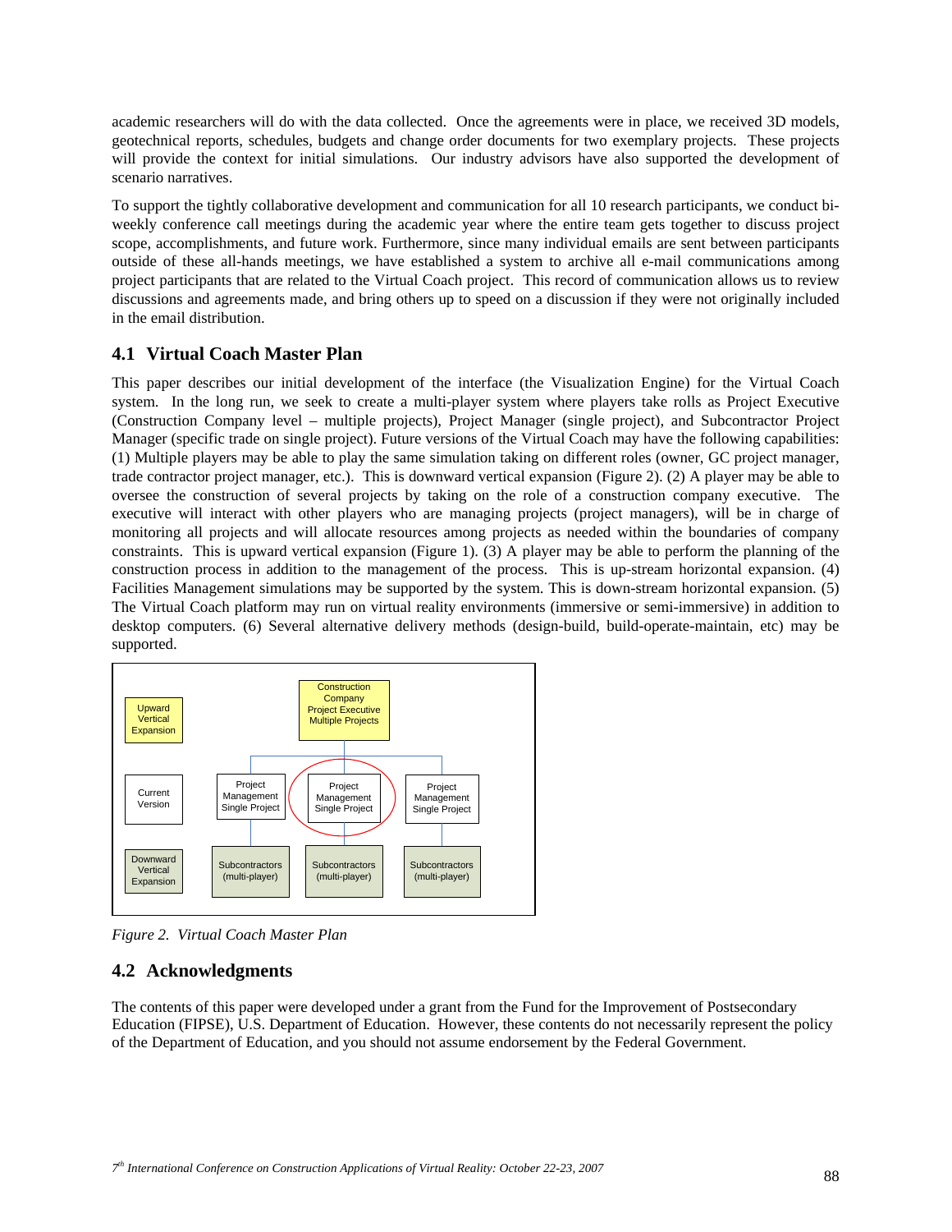academic researchers will do with the data collected. Once the agreements were in place, we received 3D models, geotechnical reports, schedules, budgets and change order documents for two exemplary projects. These projects will provide the context for initial simulations. Our industry advisors have also supported the development of scenario narratives.

To support the tightly collaborative development and communication for all 10 research participants, we conduct bi-weekly conference call meetings during the academic year where the entire team gets together to discuss project scope, accomplishments, and future work. Furthermore, since many individual emails are sent between participants outside of these all-hands meetings, we have established a system to archive all e-mail communications among project participants that are related to the Virtual Coach project. This record of communication allows us to review discussions and agreements made, and bring others up to speed on a discussion if they were not originally included in the email distribution.

## 4.1 Virtual Coach Master Plan

This paper describes our initial development of the interface (the Visualization Engine) for the Virtual Coach system. In the long run, we seek to create a multi-player system where players take rolls as Project Executive (Construction Company level – multiple projects), Project Manager (single project), and Subcontractor Project Manager (specific trade on single project). Future versions of the Virtual Coach may have the following capabilities: (1) Multiple players may be able to play the same simulation taking on different roles (owner, GC project manager, trade contractor project manager, etc.). This is downward vertical expansion (Figure 2). (2) A player may be able to oversee the construction of several projects by taking on the role of a construction company executive. The executive will interact with other players who are managing projects (project managers), will be in charge of monitoring all projects and will allocate resources among projects as needed within the boundaries of company constraints. This is upward vertical expansion (Figure 1). (3) A player may be able to perform the planning of the construction process in addition to the management of the process. This is up-stream horizontal expansion. (4) Facilities Management simulations may be supported by the system. This is down-stream horizontal expansion. (5) The Virtual Coach platform may run on virtual reality environments (immersive or semi-immersive) in addition to desktop computers. (6) Several alternative delivery methods (design-build, build-operate-maintain, etc) may be supported.

Upward Vertical Expansion | Construction Company Project Executive Multiple Projects

Current Version | Project Management Single Project | Project Management Single Project | Project Management Single Project

Downward Vertical Expansion | Subcontractors (multi-player) | Subcontractors (multi-player) | Subcontractors (multi-player)

*Figure 2. Virtual Coach Master Plan*

## 4.2 Acknowledgments

The contents of this paper were developed under a grant from the Fund for the Improvement of Postsecondary Education (FIPSE), U.S. Department of Education. However, these contents do not necessarily represent the policy of the Department of Education, and you should not assume endorsement by the Federal Government.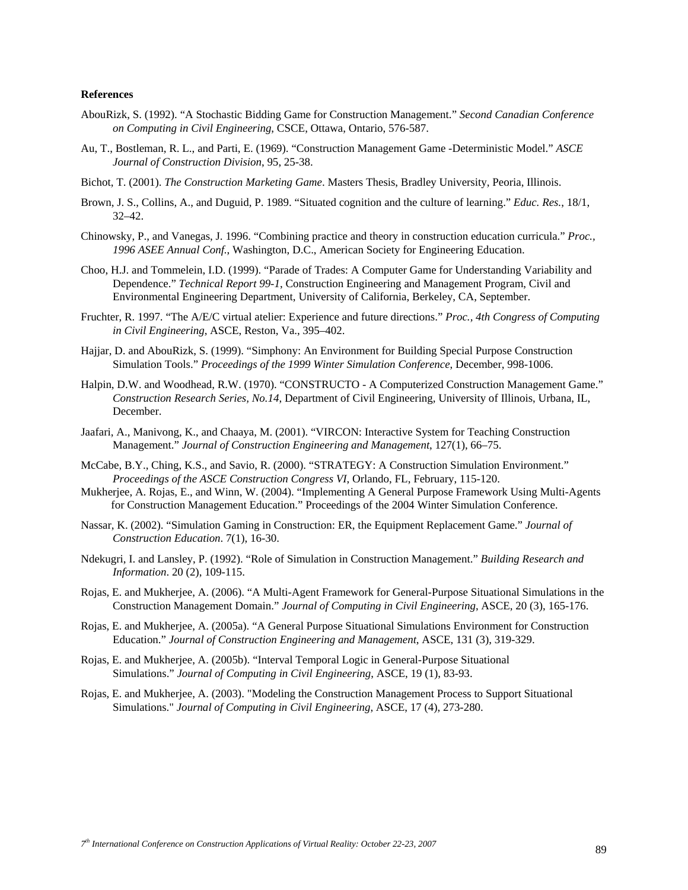**References**

AbouRizk, S. (1992). “A Stochastic Bidding Game for Construction Management.” *Second Canadian Conference on Computing in Civil Engineering*, CSCE, Ottawa, Ontario, 576-587.

Au, T., Bostleman, R. L., and Parti, E. (1969). “Construction Management Game -Deterministic Model.” *ASCE Journal of Construction Division*, 95, 25-38.

Bichot, T. (2001). *The Construction Marketing Game*. Masters Thesis, Bradley University, Peoria, Illinois.

Brown, J. S., Collins, A., and Duguid, P. 1989. “Situated cognition and the culture of learning.” *Educ. Res.*, 18/1, 32–42.

Chinowsky, P., and Vanegas, J. 1996. “Combining practice and theory in construction education curricula.” *Proc., 1996 ASEE Annual Conf.*, Washington, D.C., American Society for Engineering Education.

Choo, H.J. and Tommelein, I.D. (1999). “Parade of Trades: A Computer Game for Understanding Variability and Dependence.” *Technical Report 99-1*, Construction Engineering and Management Program, Civil and Environmental Engineering Department, University of California, Berkeley, CA, September.

Fruchter, R. 1997. “The A/E/C virtual atelier: Experience and future directions.” *Proc., 4th Congress of Computing in Civil Engineering*, ASCE, Reston, Va., 395–402.

Hajjar, D. and AbouRizk, S. (1999). “Simphony: An Environment for Building Special Purpose Construction Simulation Tools.” *Proceedings of the 1999 Winter Simulation Conference*, December, 998-1006.

Halpin, D.W. and Woodhead, R.W. (1970). “CONSTRUCTO - A Computerized Construction Management Game.” *Construction Research Series, No.14*, Department of Civil Engineering, University of Illinois, Urbana, IL, December.

Jaafari, A., Manivong, K., and Chaaya, M. (2001). “VIRCON: Interactive System for Teaching Construction Management.” *Journal of Construction Engineering and Management*, 127(1), 66–75.

McCabe, B.Y., Ching, K.S., and Savio, R. (2000). “STRATEGY: A Construction Simulation Environment.” *Proceedings of the ASCE Construction Congress VI*, Orlando, FL, February, 115-120.

Mukherjee, A. Rojas, E., and Winn, W. (2004). “Implementing A General Purpose Framework Using Multi-Agents for Construction Management Education.” Proceedings of the 2004 Winter Simulation Conference.

Nassar, K. (2002). “Simulation Gaming in Construction: ER, the Equipment Replacement Game.” *Journal of Construction Education*. 7(1), 16-30.

Ndekugri, I. and Lansley, P. (1992). “Role of Simulation in Construction Management.” *Building Research and Information*. 20 (2), 109-115.

Rojas, E. and Mukherjee, A. (2006). “A Multi-Agent Framework for General-Purpose Situational Simulations in the Construction Management Domain.” *Journal of Computing in Civil Engineering*, ASCE, 20 (3), 165-176.

Rojas, E. and Mukherjee, A. (2005a). “A General Purpose Situational Simulations Environment for Construction Education.” *Journal of Construction Engineering and Management*, ASCE, 131 (3), 319-329.

Rojas, E. and Mukherjee, A. (2005b). “Interval Temporal Logic in General-Purpose Situational Simulations.” *Journal of Computing in Civil Engineering*, ASCE, 19 (1), 83-93.

Rojas, E. and Mukherjee, A. (2003). "Modeling the Construction Management Process to Support Situational Simulations." *Journal of Computing in Civil Engineering*, ASCE, 17 (4), 273-280.